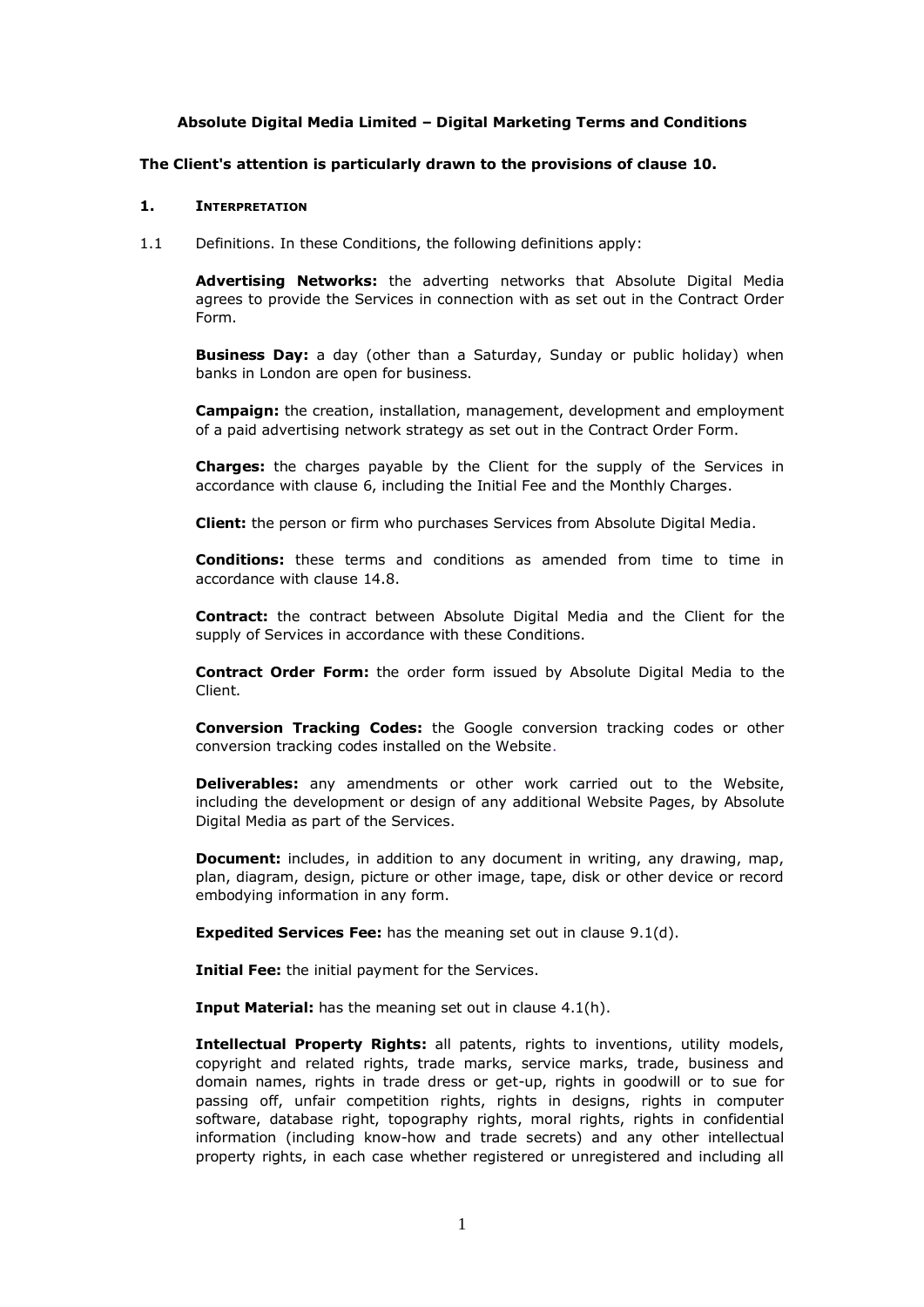**Absolute Digital Media Limited – Digital Marketing Terms and Conditions**

**The Client's attention is particularly drawn to the provisions of clause 10.**

## 1. Interpretation

1.1 Definitions. In these Conditions, the following definitions apply:

**Advertising Networks:** the adverting networks that Absolute Digital Media agrees to provide the Services in connection with as set out in the Contract Order Form.

**Business Day:** a day (other than a Saturday, Sunday or public holiday) when banks in London are open for business.

**Campaign:** the creation, installation, management, development and employment of a paid advertising network strategy as set out in the Contract Order Form.

**Charges:** the charges payable by the Client for the supply of the Services in accordance with clause 6, including the Initial Fee and the Monthly Charges.

**Client:** the person or firm who purchases Services from Absolute Digital Media.

**Conditions:** these terms and conditions as amended from time to time in accordance with clause 14.8.

**Contract:** the contract between Absolute Digital Media and the Client for the supply of Services in accordance with these Conditions.

**Contract Order Form:** the order form issued by Absolute Digital Media to the Client.

**Conversion Tracking Codes:** the Google conversion tracking codes or other conversion tracking codes installed on the Website.

**Deliverables:** any amendments or other work carried out to the Website, including the development or design of any additional Website Pages, by Absolute Digital Media as part of the Services.

**Document:** includes, in addition to any document in writing, any drawing, map, plan, diagram, design, picture or other image, tape, disk or other device or record embodying information in any form.

**Expedited Services Fee:** has the meaning set out in clause 9.1(d).

**Initial Fee:** the initial payment for the Services.

**Input Material:** has the meaning set out in clause 4.1(h).

**Intellectual Property Rights:** all patents, rights to inventions, utility models, copyright and related rights, trade marks, service marks, trade, business and domain names, rights in trade dress or get-up, rights in goodwill or to sue for passing off, unfair competition rights, rights in designs, rights in computer software, database right, topography rights, moral rights, rights in confidential information (including know-how and trade secrets) and any other intellectual property rights, in each case whether registered or unregistered and including all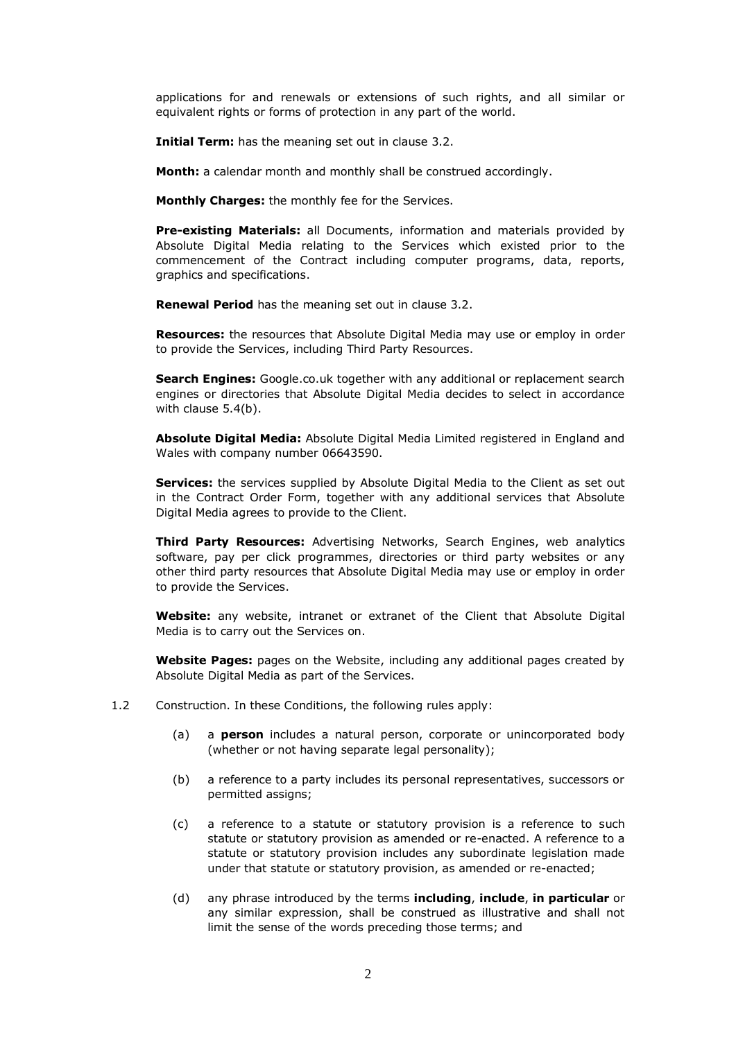applications for and renewals or extensions of such rights, and all similar or equivalent rights or forms of protection in any part of the world.

**Initial Term:** has the meaning set out in clause 3.2.

**Month:** a calendar month and monthly shall be construed accordingly.

**Monthly Charges:** the monthly fee for the Services.

**Pre-existing Materials:** all Documents, information and materials provided by Absolute Digital Media relating to the Services which existed prior to the commencement of the Contract including computer programs, data, reports, graphics and specifications.

**Renewal Period** has the meaning set out in clause 3.2.

**Resources:** the resources that Absolute Digital Media may use or employ in order to provide the Services, including Third Party Resources.

**Search Engines:** Google.co.uk together with any additional or replacement search engines or directories that Absolute Digital Media decides to select in accordance with clause 5.4(b).

**Absolute Digital Media:** Absolute Digital Media Limited registered in England and Wales with company number 06643590.

**Services:** the services supplied by Absolute Digital Media to the Client as set out in the Contract Order Form, together with any additional services that Absolute Digital Media agrees to provide to the Client.

**Third Party Resources:** Advertising Networks, Search Engines, web analytics software, pay per click programmes, directories or third party websites or any other third party resources that Absolute Digital Media may use or employ in order to provide the Services.

**Website:** any website, intranet or extranet of the Client that Absolute Digital Media is to carry out the Services on.

**Website Pages:** pages on the Website, including any additional pages created by Absolute Digital Media as part of the Services.

1.2 Construction. In these Conditions, the following rules apply:

(a) a **person** includes a natural person, corporate or unincorporated body (whether or not having separate legal personality);

(b) a reference to a party includes its personal representatives, successors or permitted assigns;

(c) a reference to a statute or statutory provision is a reference to such statute or statutory provision as amended or re-enacted. A reference to a statute or statutory provision includes any subordinate legislation made under that statute or statutory provision, as amended or re-enacted;

(d) any phrase introduced by the terms **including**, **include**, **in particular** or any similar expression, shall be construed as illustrative and shall not limit the sense of the words preceding those terms; and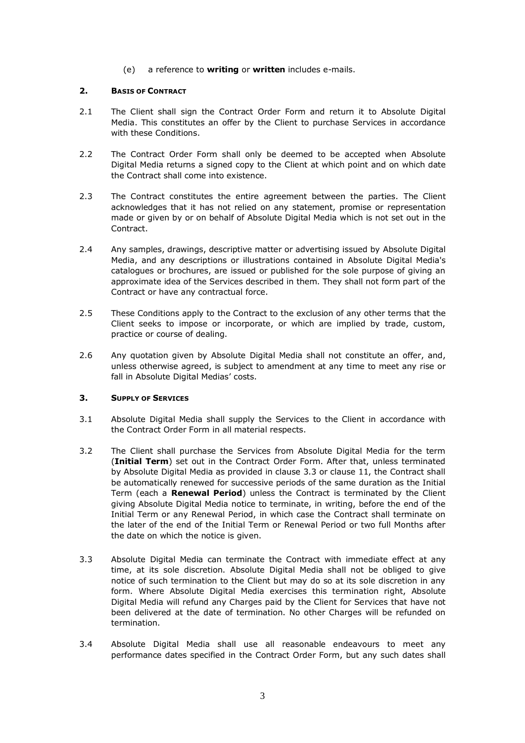(e) a reference to **writing** or **written** includes e-mails.

## 2. BASIS OF CONTRACT

2.1 The Client shall sign the Contract Order Form and return it to Absolute Digital Media. This constitutes an offer by the Client to purchase Services in accordance with these Conditions.

2.2 The Contract Order Form shall only be deemed to be accepted when Absolute Digital Media returns a signed copy to the Client at which point and on which date the Contract shall come into existence.

2.3 The Contract constitutes the entire agreement between the parties. The Client acknowledges that it has not relied on any statement, promise or representation made or given by or on behalf of Absolute Digital Media which is not set out in the Contract.

2.4 Any samples, drawings, descriptive matter or advertising issued by Absolute Digital Media, and any descriptions or illustrations contained in Absolute Digital Media's catalogues or brochures, are issued or published for the sole purpose of giving an approximate idea of the Services described in them. They shall not form part of the Contract or have any contractual force.

2.5 These Conditions apply to the Contract to the exclusion of any other terms that the Client seeks to impose or incorporate, or which are implied by trade, custom, practice or course of dealing.

2.6 Any quotation given by Absolute Digital Media shall not constitute an offer, and, unless otherwise agreed, is subject to amendment at any time to meet any rise or fall in Absolute Digital Medias' costs.

## 3. SUPPLY OF SERVICES

3.1 Absolute Digital Media shall supply the Services to the Client in accordance with the Contract Order Form in all material respects.

3.2 The Client shall purchase the Services from Absolute Digital Media for the term (**Initial Term**) set out in the Contract Order Form. After that, unless terminated by Absolute Digital Media as provided in clause 3.3 or clause 11, the Contract shall be automatically renewed for successive periods of the same duration as the Initial Term (each a **Renewal Period**) unless the Contract is terminated by the Client giving Absolute Digital Media notice to terminate, in writing, before the end of the Initial Term or any Renewal Period, in which case the Contract shall terminate on the later of the end of the Initial Term or Renewal Period or two full Months after the date on which the notice is given.

3.3 Absolute Digital Media can terminate the Contract with immediate effect at any time, at its sole discretion. Absolute Digital Media shall not be obliged to give notice of such termination to the Client but may do so at its sole discretion in any form. Where Absolute Digital Media exercises this termination right, Absolute Digital Media will refund any Charges paid by the Client for Services that have not been delivered at the date of termination. No other Charges will be refunded on termination.

3.4 Absolute Digital Media shall use all reasonable endeavours to meet any performance dates specified in the Contract Order Form, but any such dates shall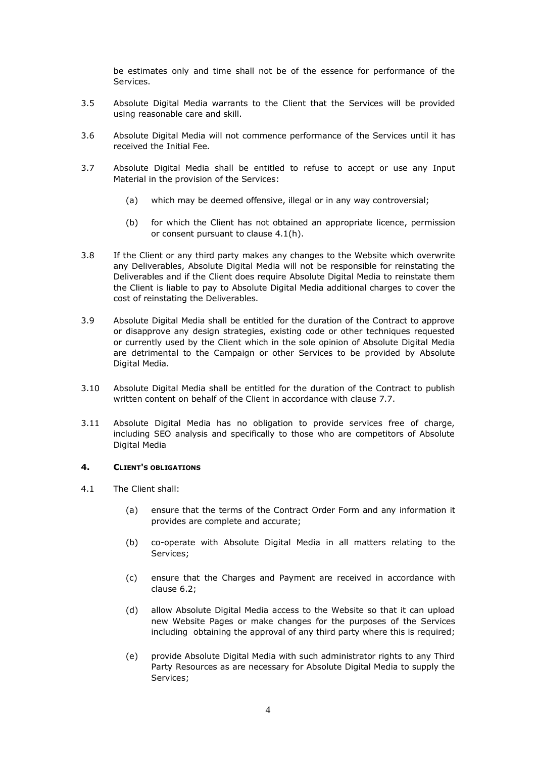be estimates only and time shall not be of the essence for performance of the Services.

3.5 Absolute Digital Media warrants to the Client that the Services will be provided using reasonable care and skill.

3.6 Absolute Digital Media will not commence performance of the Services until it has received the Initial Fee.

3.7 Absolute Digital Media shall be entitled to refuse to accept or use any Input Material in the provision of the Services:

(a) which may be deemed offensive, illegal or in any way controversial;

(b) for which the Client has not obtained an appropriate licence, permission or consent pursuant to clause 4.1(h).

3.8 If the Client or any third party makes any changes to the Website which overwrite any Deliverables, Absolute Digital Media will not be responsible for reinstating the Deliverables and if the Client does require Absolute Digital Media to reinstate them the Client is liable to pay to Absolute Digital Media additional charges to cover the cost of reinstating the Deliverables.

3.9 Absolute Digital Media shall be entitled for the duration of the Contract to approve or disapprove any design strategies, existing code or other techniques requested or currently used by the Client which in the sole opinion of Absolute Digital Media are detrimental to the Campaign or other Services to be provided by Absolute Digital Media.

3.10 Absolute Digital Media shall be entitled for the duration of the Contract to publish written content on behalf of the Client in accordance with clause 7.7.

3.11 Absolute Digital Media has no obligation to provide services free of charge, including SEO analysis and specifically to those who are competitors of Absolute Digital Media

## 4. CLIENT'S OBLIGATIONS

4.1 The Client shall:

(a) ensure that the terms of the Contract Order Form and any information it provides are complete and accurate;

(b) co-operate with Absolute Digital Media in all matters relating to the Services;

(c) ensure that the Charges and Payment are received in accordance with clause 6.2;

(d) allow Absolute Digital Media access to the Website so that it can upload new Website Pages or make changes for the purposes of the Services including obtaining the approval of any third party where this is required;

(e) provide Absolute Digital Media with such administrator rights to any Third Party Resources as are necessary for Absolute Digital Media to supply the Services;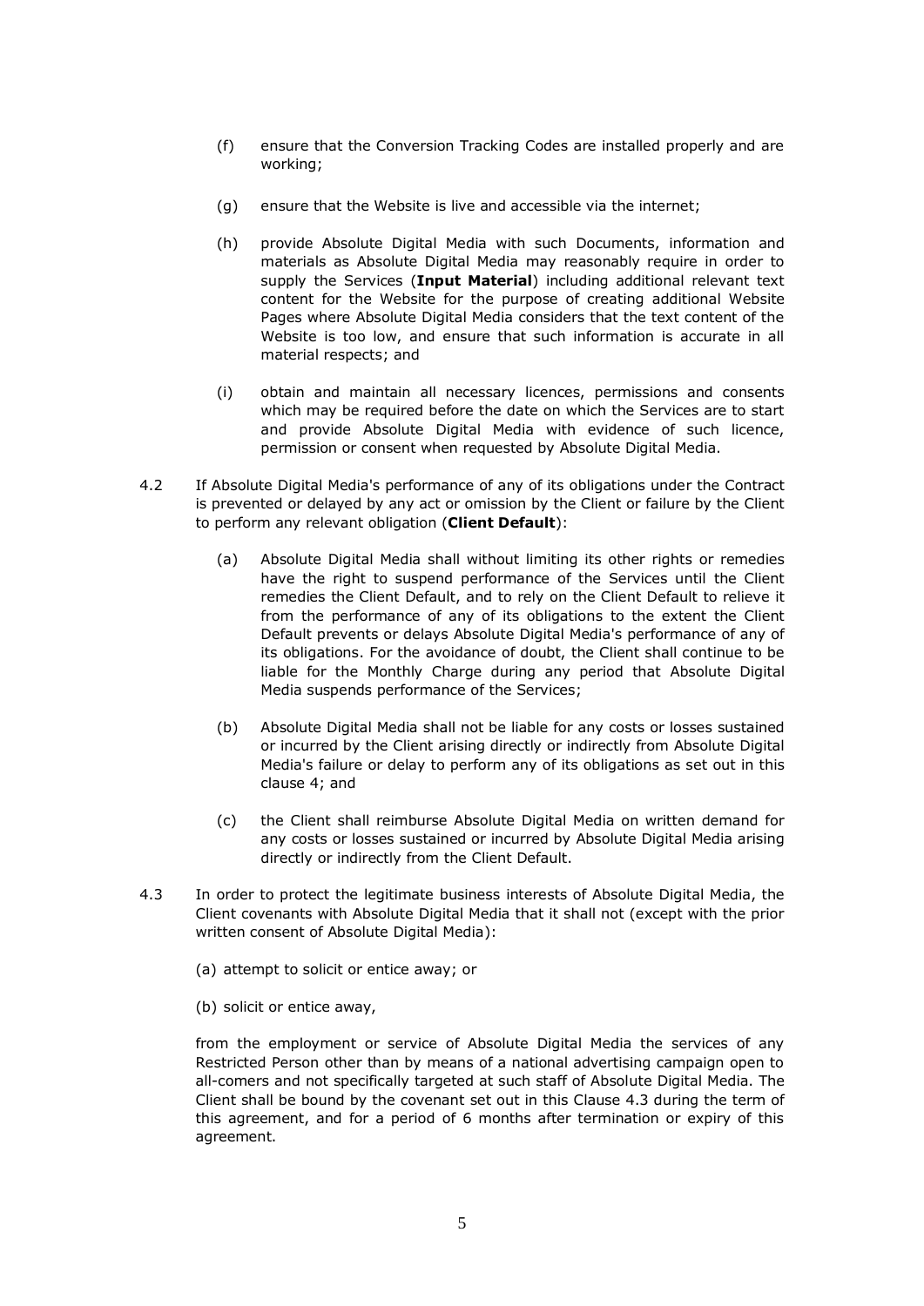(f) ensure that the Conversion Tracking Codes are installed properly and are working;

(g) ensure that the Website is live and accessible via the internet;

(h) provide Absolute Digital Media with such Documents, information and materials as Absolute Digital Media may reasonably require in order to supply the Services (**Input Material**) including additional relevant text content for the Website for the purpose of creating additional Website Pages where Absolute Digital Media considers that the text content of the Website is too low, and ensure that such information is accurate in all material respects; and

(i) obtain and maintain all necessary licences, permissions and consents which may be required before the date on which the Services are to start and provide Absolute Digital Media with evidence of such licence, permission or consent when requested by Absolute Digital Media.

4.2 If Absolute Digital Media's performance of any of its obligations under the Contract is prevented or delayed by any act or omission by the Client or failure by the Client to perform any relevant obligation (**Client Default**):

(a) Absolute Digital Media shall without limiting its other rights or remedies have the right to suspend performance of the Services until the Client remedies the Client Default, and to rely on the Client Default to relieve it from the performance of any of its obligations to the extent the Client Default prevents or delays Absolute Digital Media's performance of any of its obligations. For the avoidance of doubt, the Client shall continue to be liable for the Monthly Charge during any period that Absolute Digital Media suspends performance of the Services;

(b) Absolute Digital Media shall not be liable for any costs or losses sustained or incurred by the Client arising directly or indirectly from Absolute Digital Media's failure or delay to perform any of its obligations as set out in this clause 4; and

(c) the Client shall reimburse Absolute Digital Media on written demand for any costs or losses sustained or incurred by Absolute Digital Media arising directly or indirectly from the Client Default.

4.3 In order to protect the legitimate business interests of Absolute Digital Media, the Client covenants with Absolute Digital Media that it shall not (except with the prior written consent of Absolute Digital Media):

(a) attempt to solicit or entice away; or

(b) solicit or entice away,

from the employment or service of Absolute Digital Media the services of any Restricted Person other than by means of a national advertising campaign open to all-comers and not specifically targeted at such staff of Absolute Digital Media. The Client shall be bound by the covenant set out in this Clause 4.3 during the term of this agreement, and for a period of 6 months after termination or expiry of this agreement.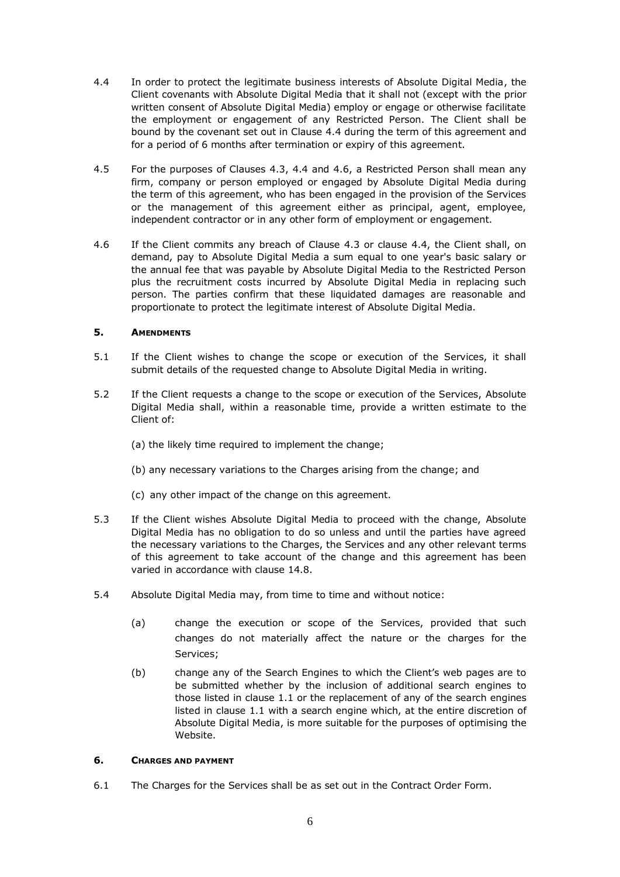4.4 In order to protect the legitimate business interests of Absolute Digital Media, the Client covenants with Absolute Digital Media that it shall not (except with the prior written consent of Absolute Digital Media) employ or engage or otherwise facilitate the employment or engagement of any Restricted Person. The Client shall be bound by the covenant set out in Clause 4.4 during the term of this agreement and for a period of 6 months after termination or expiry of this agreement.

4.5 For the purposes of Clauses 4.3, 4.4 and 4.6, a Restricted Person shall mean any firm, company or person employed or engaged by Absolute Digital Media during the term of this agreement, who has been engaged in the provision of the Services or the management of this agreement either as principal, agent, employee, independent contractor or in any other form of employment or engagement.

4.6 If the Client commits any breach of Clause 4.3 or clause 4.4, the Client shall, on demand, pay to Absolute Digital Media a sum equal to one year's basic salary or the annual fee that was payable by Absolute Digital Media to the Restricted Person plus the recruitment costs incurred by Absolute Digital Media in replacing such person. The parties confirm that these liquidated damages are reasonable and proportionate to protect the legitimate interest of Absolute Digital Media.

## 5. AMENDMENTS

5.1 If the Client wishes to change the scope or execution of the Services, it shall submit details of the requested change to Absolute Digital Media in writing.

5.2 If the Client requests a change to the scope or execution of the Services, Absolute Digital Media shall, within a reasonable time, provide a written estimate to the Client of:

(a) the likely time required to implement the change;

(b) any necessary variations to the Charges arising from the change; and

(c) any other impact of the change on this agreement.

5.3 If the Client wishes Absolute Digital Media to proceed with the change, Absolute Digital Media has no obligation to do so unless and until the parties have agreed the necessary variations to the Charges, the Services and any other relevant terms of this agreement to take account of the change and this agreement has been varied in accordance with clause 14.8.

5.4 Absolute Digital Media may, from time to time and without notice:

(a) change the execution or scope of the Services, provided that such changes do not materially affect the nature or the charges for the Services;

(b) change any of the Search Engines to which the Client's web pages are to be submitted whether by the inclusion of additional search engines to those listed in clause 1.1 or the replacement of any of the search engines listed in clause 1.1 with a search engine which, at the entire discretion of Absolute Digital Media, is more suitable for the purposes of optimising the Website.

## 6. CHARGES AND PAYMENT

6.1 The Charges for the Services shall be as set out in the Contract Order Form.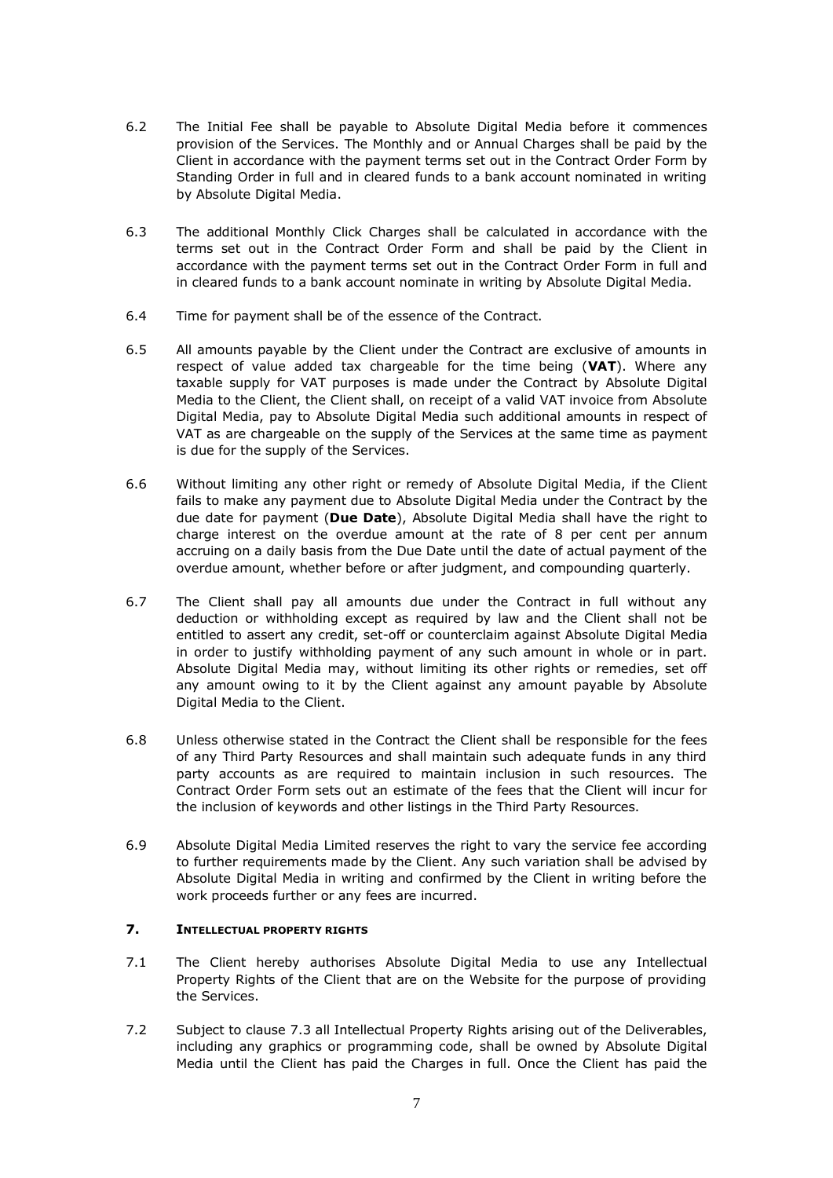6.2 The Initial Fee shall be payable to Absolute Digital Media before it commences provision of the Services. The Monthly and or Annual Charges shall be paid by the Client in accordance with the payment terms set out in the Contract Order Form by Standing Order in full and in cleared funds to a bank account nominated in writing by Absolute Digital Media.

6.3 The additional Monthly Click Charges shall be calculated in accordance with the terms set out in the Contract Order Form and shall be paid by the Client in accordance with the payment terms set out in the Contract Order Form in full and in cleared funds to a bank account nominate in writing by Absolute Digital Media.

6.4 Time for payment shall be of the essence of the Contract.

6.5 All amounts payable by the Client under the Contract are exclusive of amounts in respect of value added tax chargeable for the time being (**VAT**). Where any taxable supply for VAT purposes is made under the Contract by Absolute Digital Media to the Client, the Client shall, on receipt of a valid VAT invoice from Absolute Digital Media, pay to Absolute Digital Media such additional amounts in respect of VAT as are chargeable on the supply of the Services at the same time as payment is due for the supply of the Services.

6.6 Without limiting any other right or remedy of Absolute Digital Media, if the Client fails to make any payment due to Absolute Digital Media under the Contract by the due date for payment (**Due Date**), Absolute Digital Media shall have the right to charge interest on the overdue amount at the rate of 8 per cent per annum accruing on a daily basis from the Due Date until the date of actual payment of the overdue amount, whether before or after judgment, and compounding quarterly.

6.7 The Client shall pay all amounts due under the Contract in full without any deduction or withholding except as required by law and the Client shall not be entitled to assert any credit, set-off or counterclaim against Absolute Digital Media in order to justify withholding payment of any such amount in whole or in part. Absolute Digital Media may, without limiting its other rights or remedies, set off any amount owing to it by the Client against any amount payable by Absolute Digital Media to the Client.

6.8 Unless otherwise stated in the Contract the Client shall be responsible for the fees of any Third Party Resources and shall maintain such adequate funds in any third party accounts as are required to maintain inclusion in such resources. The Contract Order Form sets out an estimate of the fees that the Client will incur for the inclusion of keywords and other listings in the Third Party Resources.

6.9 Absolute Digital Media Limited reserves the right to vary the service fee according to further requirements made by the Client. Any such variation shall be advised by Absolute Digital Media in writing and confirmed by the Client in writing before the work proceeds further or any fees are incurred.

## 7. INTELLECTUAL PROPERTY RIGHTS

7.1 The Client hereby authorises Absolute Digital Media to use any Intellectual Property Rights of the Client that are on the Website for the purpose of providing the Services.

7.2 Subject to clause 7.3 all Intellectual Property Rights arising out of the Deliverables, including any graphics or programming code, shall be owned by Absolute Digital Media until the Client has paid the Charges in full. Once the Client has paid the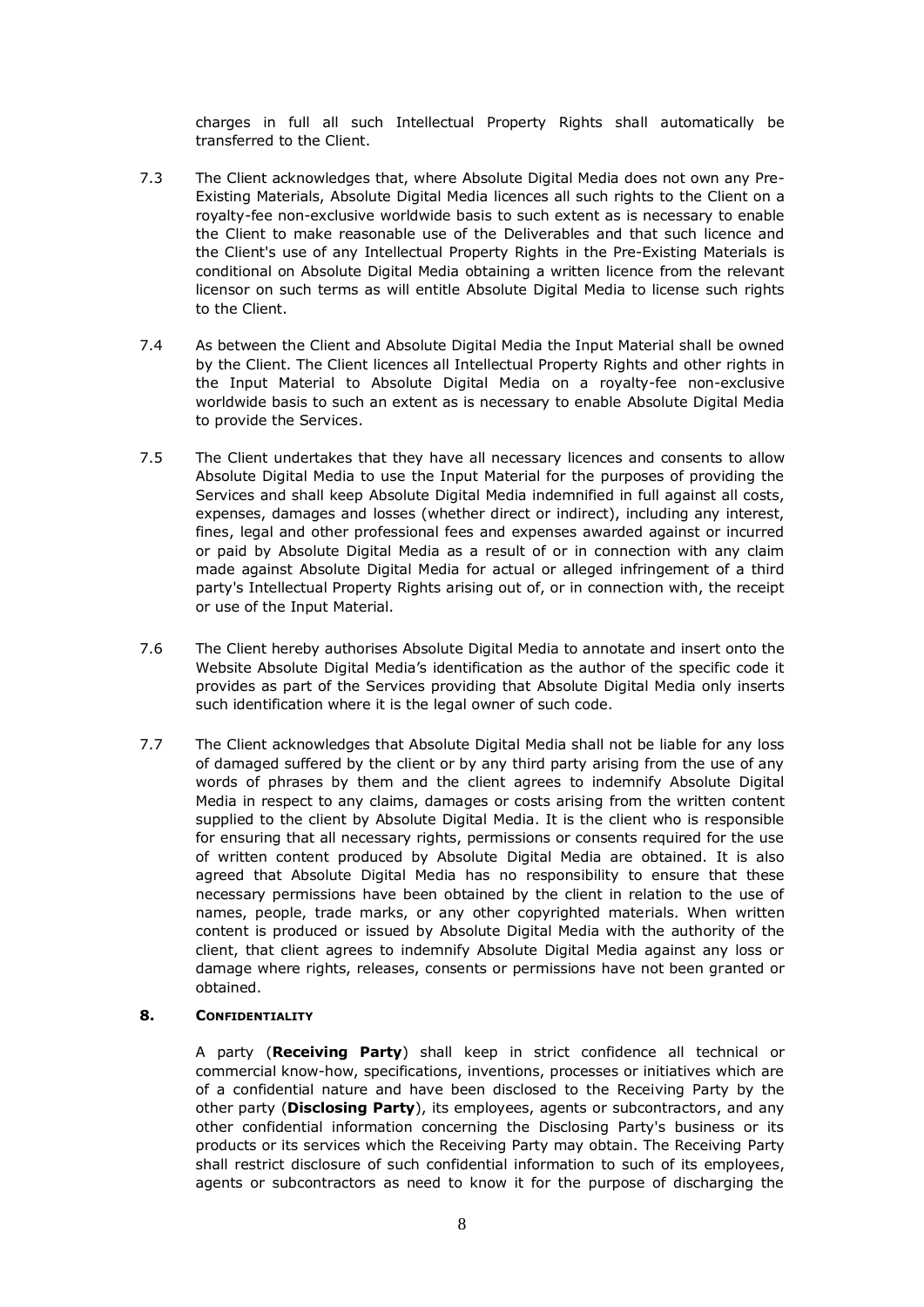charges in full all such Intellectual Property Rights shall automatically be transferred to the Client.

7.3 The Client acknowledges that, where Absolute Digital Media does not own any Pre-Existing Materials, Absolute Digital Media licences all such rights to the Client on a royalty-fee non-exclusive worldwide basis to such extent as is necessary to enable the Client to make reasonable use of the Deliverables and that such licence and the Client's use of any Intellectual Property Rights in the Pre-Existing Materials is conditional on Absolute Digital Media obtaining a written licence from the relevant licensor on such terms as will entitle Absolute Digital Media to license such rights to the Client.

7.4 As between the Client and Absolute Digital Media the Input Material shall be owned by the Client. The Client licences all Intellectual Property Rights and other rights in the Input Material to Absolute Digital Media on a royalty-fee non-exclusive worldwide basis to such an extent as is necessary to enable Absolute Digital Media to provide the Services.

7.5 The Client undertakes that they have all necessary licences and consents to allow Absolute Digital Media to use the Input Material for the purposes of providing the Services and shall keep Absolute Digital Media indemnified in full against all costs, expenses, damages and losses (whether direct or indirect), including any interest, fines, legal and other professional fees and expenses awarded against or incurred or paid by Absolute Digital Media as a result of or in connection with any claim made against Absolute Digital Media for actual or alleged infringement of a third party's Intellectual Property Rights arising out of, or in connection with, the receipt or use of the Input Material.

7.6 The Client hereby authorises Absolute Digital Media to annotate and insert onto the Website Absolute Digital Media's identification as the author of the specific code it provides as part of the Services providing that Absolute Digital Media only inserts such identification where it is the legal owner of such code.

7.7 The Client acknowledges that Absolute Digital Media shall not be liable for any loss of damaged suffered by the client or by any third party arising from the use of any words of phrases by them and the client agrees to indemnify Absolute Digital Media in respect to any claims, damages or costs arising from the written content supplied to the client by Absolute Digital Media. It is the client who is responsible for ensuring that all necessary rights, permissions or consents required for the use of written content produced by Absolute Digital Media are obtained. It is also agreed that Absolute Digital Media has no responsibility to ensure that these necessary permissions have been obtained by the client in relation to the use of names, people, trade marks, or any other copyrighted materials. When written content is produced or issued by Absolute Digital Media with the authority of the client, that client agrees to indemnify Absolute Digital Media against any loss or damage where rights, releases, consents or permissions have not been granted or obtained.

## 8. CONFIDENTIALITY

A party (**Receiving Party**) shall keep in strict confidence all technical or commercial know-how, specifications, inventions, processes or initiatives which are of a confidential nature and have been disclosed to the Receiving Party by the other party (**Disclosing Party**), its employees, agents or subcontractors, and any other confidential information concerning the Disclosing Party's business or its products or its services which the Receiving Party may obtain. The Receiving Party shall restrict disclosure of such confidential information to such of its employees, agents or subcontractors as need to know it for the purpose of discharging the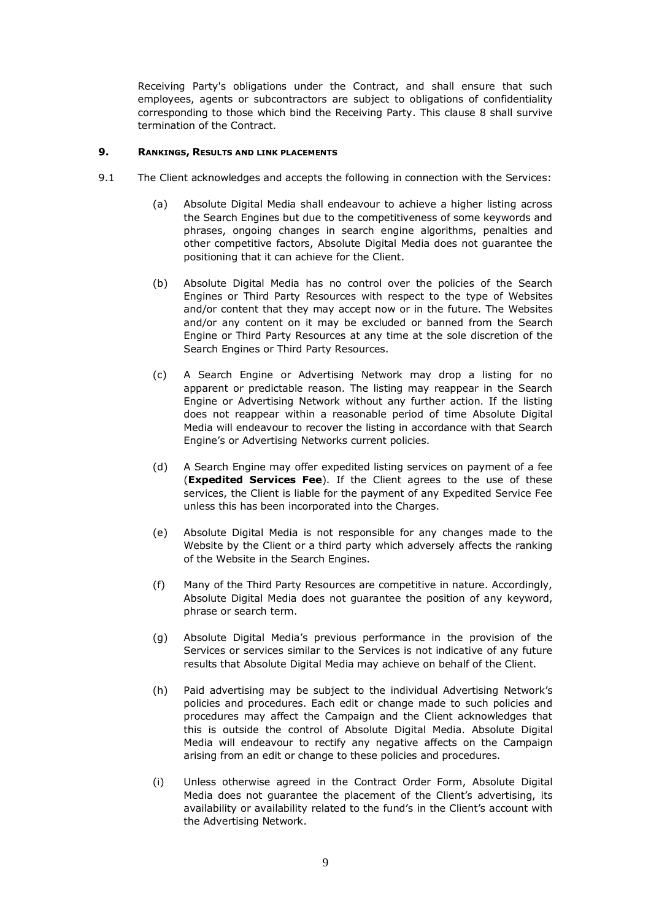Receiving Party's obligations under the Contract, and shall ensure that such employees, agents or subcontractors are subject to obligations of confidentiality corresponding to those which bind the Receiving Party. This clause 8 shall survive termination of the Contract.

## 9. RANKINGS, RESULTS AND LINK PLACEMENTS

9.1 The Client acknowledges and accepts the following in connection with the Services:

(a) Absolute Digital Media shall endeavour to achieve a higher listing across the Search Engines but due to the competitiveness of some keywords and phrases, ongoing changes in search engine algorithms, penalties and other competitive factors, Absolute Digital Media does not guarantee the positioning that it can achieve for the Client.

(b) Absolute Digital Media has no control over the policies of the Search Engines or Third Party Resources with respect to the type of Websites and/or content that they may accept now or in the future. The Websites and/or any content on it may be excluded or banned from the Search Engine or Third Party Resources at any time at the sole discretion of the Search Engines or Third Party Resources.

(c) A Search Engine or Advertising Network may drop a listing for no apparent or predictable reason. The listing may reappear in the Search Engine or Advertising Network without any further action. If the listing does not reappear within a reasonable period of time Absolute Digital Media will endeavour to recover the listing in accordance with that Search Engine's or Advertising Networks current policies.

(d) A Search Engine may offer expedited listing services on payment of a fee (**Expedited Services Fee**). If the Client agrees to the use of these services, the Client is liable for the payment of any Expedited Service Fee unless this has been incorporated into the Charges.

(e) Absolute Digital Media is not responsible for any changes made to the Website by the Client or a third party which adversely affects the ranking of the Website in the Search Engines.

(f) Many of the Third Party Resources are competitive in nature. Accordingly, Absolute Digital Media does not guarantee the position of any keyword, phrase or search term.

(g) Absolute Digital Media's previous performance in the provision of the Services or services similar to the Services is not indicative of any future results that Absolute Digital Media may achieve on behalf of the Client.

(h) Paid advertising may be subject to the individual Advertising Network's policies and procedures. Each edit or change made to such policies and procedures may affect the Campaign and the Client acknowledges that this is outside the control of Absolute Digital Media. Absolute Digital Media will endeavour to rectify any negative affects on the Campaign arising from an edit or change to these policies and procedures.

(i) Unless otherwise agreed in the Contract Order Form, Absolute Digital Media does not guarantee the placement of the Client's advertising, its availability or availability related to the fund's in the Client's account with the Advertising Network.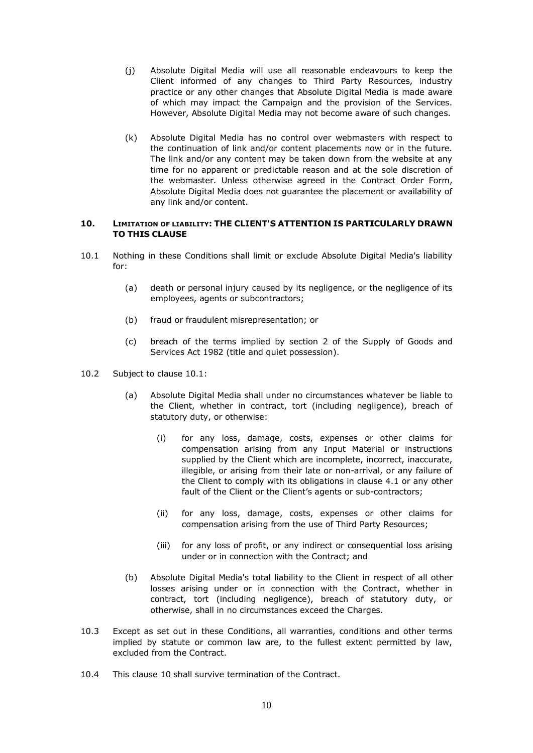(j) Absolute Digital Media will use all reasonable endeavours to keep the Client informed of any changes to Third Party Resources, industry practice or any other changes that Absolute Digital Media is made aware of which may impact the Campaign and the provision of the Services. However, Absolute Digital Media may not become aware of such changes.

(k) Absolute Digital Media has no control over webmasters with respect to the continuation of link and/or content placements now or in the future. The link and/or any content may be taken down from the website at any time for no apparent or predictable reason and at the sole discretion of the webmaster. Unless otherwise agreed in the Contract Order Form, Absolute Digital Media does not guarantee the placement or availability of any link and/or content.

## 10. LIMITATION OF LIABILITY: THE CLIENT'S ATTENTION IS PARTICULARLY DRAWN TO THIS CLAUSE

10.1 Nothing in these Conditions shall limit or exclude Absolute Digital Media's liability for:

(a) death or personal injury caused by its negligence, or the negligence of its employees, agents or subcontractors;

(b) fraud or fraudulent misrepresentation; or

(c) breach of the terms implied by section 2 of the Supply of Goods and Services Act 1982 (title and quiet possession).

10.2 Subject to clause 10.1:

(a) Absolute Digital Media shall under no circumstances whatever be liable to the Client, whether in contract, tort (including negligence), breach of statutory duty, or otherwise:

(i) for any loss, damage, costs, expenses or other claims for compensation arising from any Input Material or instructions supplied by the Client which are incomplete, incorrect, inaccurate, illegible, or arising from their late or non-arrival, or any failure of the Client to comply with its obligations in clause 4.1 or any other fault of the Client or the Client's agents or sub-contractors;

(ii) for any loss, damage, costs, expenses or other claims for compensation arising from the use of Third Party Resources;

(iii) for any loss of profit, or any indirect or consequential loss arising under or in connection with the Contract; and

(b) Absolute Digital Media's total liability to the Client in respect of all other losses arising under or in connection with the Contract, whether in contract, tort (including negligence), breach of statutory duty, or otherwise, shall in no circumstances exceed the Charges.

10.3 Except as set out in these Conditions, all warranties, conditions and other terms implied by statute or common law are, to the fullest extent permitted by law, excluded from the Contract.

10.4 This clause 10 shall survive termination of the Contract.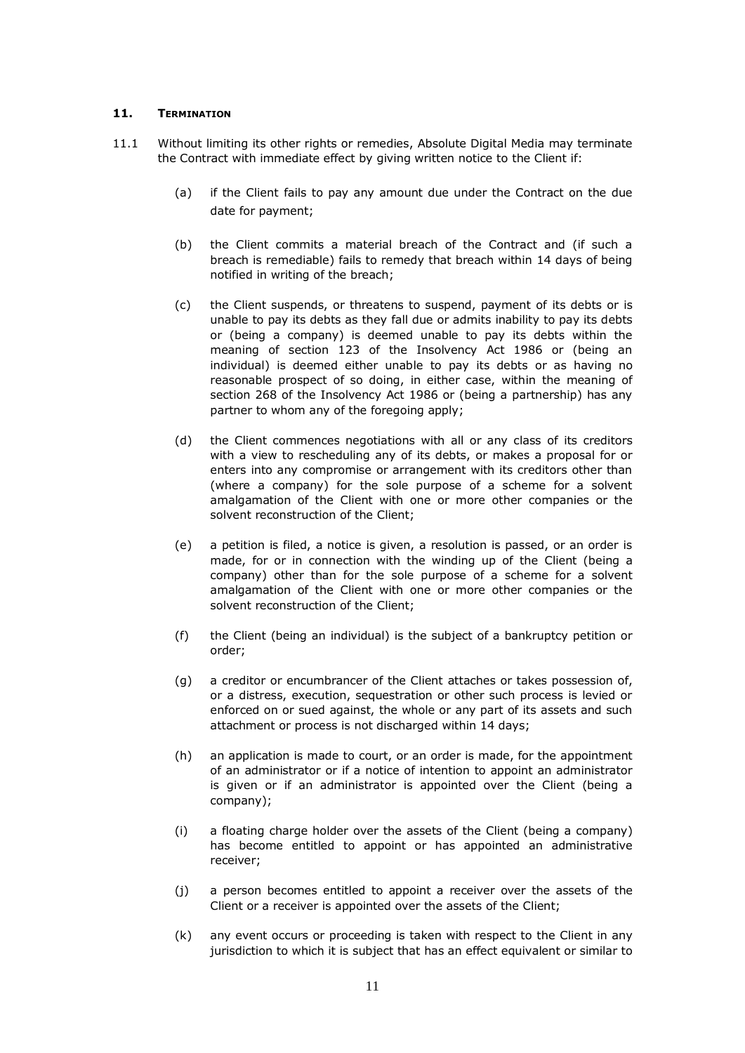## 11. TERMINATION

11.1 Without limiting its other rights or remedies, Absolute Digital Media may terminate the Contract with immediate effect by giving written notice to the Client if:

(a) if the Client fails to pay any amount due under the Contract on the due date for payment;

(b) the Client commits a material breach of the Contract and (if such a breach is remediable) fails to remedy that breach within 14 days of being notified in writing of the breach;

(c) the Client suspends, or threatens to suspend, payment of its debts or is unable to pay its debts as they fall due or admits inability to pay its debts or (being a company) is deemed unable to pay its debts within the meaning of section 123 of the Insolvency Act 1986 or (being an individual) is deemed either unable to pay its debts or as having no reasonable prospect of so doing, in either case, within the meaning of section 268 of the Insolvency Act 1986 or (being a partnership) has any partner to whom any of the foregoing apply;

(d) the Client commences negotiations with all or any class of its creditors with a view to rescheduling any of its debts, or makes a proposal for or enters into any compromise or arrangement with its creditors other than (where a company) for the sole purpose of a scheme for a solvent amalgamation of the Client with one or more other companies or the solvent reconstruction of the Client;

(e) a petition is filed, a notice is given, a resolution is passed, or an order is made, for or in connection with the winding up of the Client (being a company) other than for the sole purpose of a scheme for a solvent amalgamation of the Client with one or more other companies or the solvent reconstruction of the Client;

(f) the Client (being an individual) is the subject of a bankruptcy petition or order;

(g) a creditor or encumbrancer of the Client attaches or takes possession of, or a distress, execution, sequestration or other such process is levied or enforced on or sued against, the whole or any part of its assets and such attachment or process is not discharged within 14 days;

(h) an application is made to court, or an order is made, for the appointment of an administrator or if a notice of intention to appoint an administrator is given or if an administrator is appointed over the Client (being a company);

(i) a floating charge holder over the assets of the Client (being a company) has become entitled to appoint or has appointed an administrative receiver;

(j) a person becomes entitled to appoint a receiver over the assets of the Client or a receiver is appointed over the assets of the Client;

(k) any event occurs or proceeding is taken with respect to the Client in any jurisdiction to which it is subject that has an effect equivalent or similar to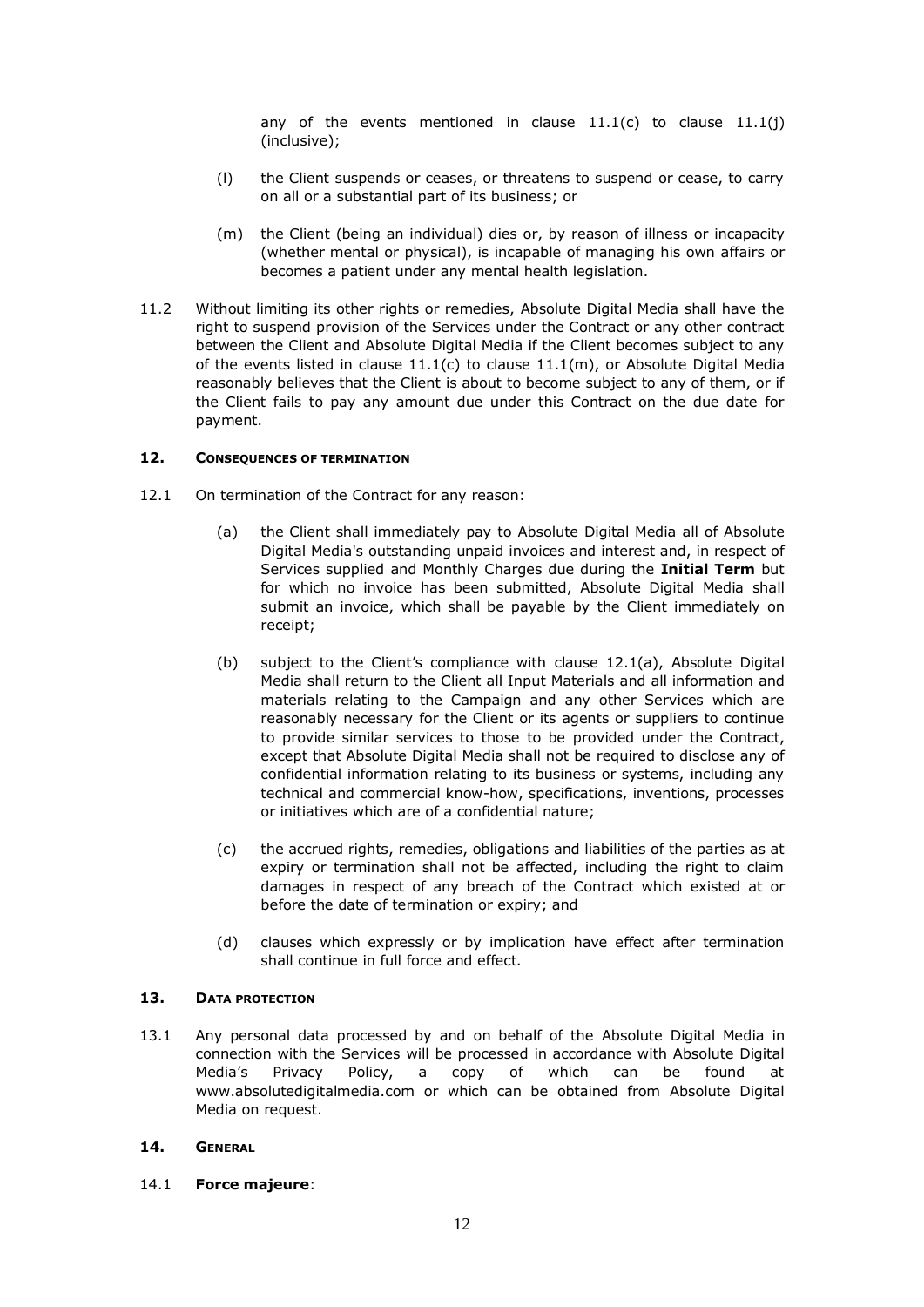any of the events mentioned in clause 11.1(c) to clause 11.1(j) (inclusive);

(l) the Client suspends or ceases, or threatens to suspend or cease, to carry on all or a substantial part of its business; or

(m) the Client (being an individual) dies or, by reason of illness or incapacity (whether mental or physical), is incapable of managing his own affairs or becomes a patient under any mental health legislation.

11.2 Without limiting its other rights or remedies, Absolute Digital Media shall have the right to suspend provision of the Services under the Contract or any other contract between the Client and Absolute Digital Media if the Client becomes subject to any of the events listed in clause 11.1(c) to clause 11.1(m), or Absolute Digital Media reasonably believes that the Client is about to become subject to any of them, or if the Client fails to pay any amount due under this Contract on the due date for payment.

## 12. CONSEQUENCES OF TERMINATION

12.1 On termination of the Contract for any reason:

(a) the Client shall immediately pay to Absolute Digital Media all of Absolute Digital Media's outstanding unpaid invoices and interest and, in respect of Services supplied and Monthly Charges due during the **Initial Term** but for which no invoice has been submitted, Absolute Digital Media shall submit an invoice, which shall be payable by the Client immediately on receipt;

(b) subject to the Client's compliance with clause 12.1(a), Absolute Digital Media shall return to the Client all Input Materials and all information and materials relating to the Campaign and any other Services which are reasonably necessary for the Client or its agents or suppliers to continue to provide similar services to those to be provided under the Contract, except that Absolute Digital Media shall not be required to disclose any of confidential information relating to its business or systems, including any technical and commercial know-how, specifications, inventions, processes or initiatives which are of a confidential nature;

(c) the accrued rights, remedies, obligations and liabilities of the parties as at expiry or termination shall not be affected, including the right to claim damages in respect of any breach of the Contract which existed at or before the date of termination or expiry; and

(d) clauses which expressly or by implication have effect after termination shall continue in full force and effect.

## 13. DATA PROTECTION

13.1 Any personal data processed by and on behalf of the Absolute Digital Media in connection with the Services will be processed in accordance with Absolute Digital Media's Privacy Policy, a copy of which can be found at www.absolutedigitalmedia.com or which can be obtained from Absolute Digital Media on request.

## 14. GENERAL

14.1 **Force majeure**: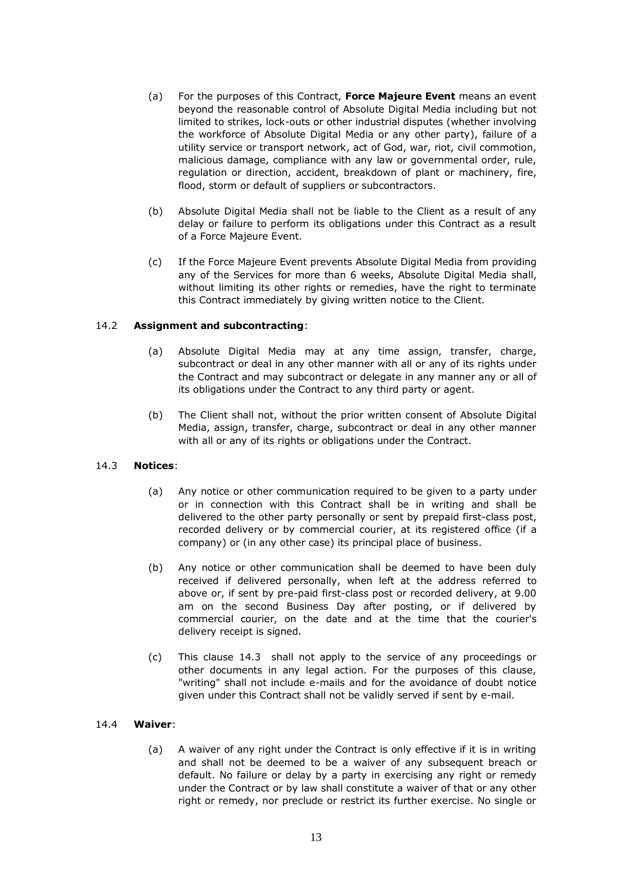(a) For the purposes of this Contract, **Force Majeure Event** means an event beyond the reasonable control of Absolute Digital Media including but not limited to strikes, lock-outs or other industrial disputes (whether involving the workforce of Absolute Digital Media or any other party), failure of a utility service or transport network, act of God, war, riot, civil commotion, malicious damage, compliance with any law or governmental order, rule, regulation or direction, accident, breakdown of plant or machinery, fire, flood, storm or default of suppliers or subcontractors.

(b) Absolute Digital Media shall not be liable to the Client as a result of any delay or failure to perform its obligations under this Contract as a result of a Force Majeure Event.

(c) If the Force Majeure Event prevents Absolute Digital Media from providing any of the Services for more than 6 weeks, Absolute Digital Media shall, without limiting its other rights or remedies, have the right to terminate this Contract immediately by giving written notice to the Client.

14.2 **Assignment and subcontracting**:

(a) Absolute Digital Media may at any time assign, transfer, charge, subcontract or deal in any other manner with all or any of its rights under the Contract and may subcontract or delegate in any manner any or all of its obligations under the Contract to any third party or agent.

(b) The Client shall not, without the prior written consent of Absolute Digital Media, assign, transfer, charge, subcontract or deal in any other manner with all or any of its rights or obligations under the Contract.

14.3 **Notices**:

(a) Any notice or other communication required to be given to a party under or in connection with this Contract shall be in writing and shall be delivered to the other party personally or sent by prepaid first-class post, recorded delivery or by commercial courier, at its registered office (if a company) or (in any other case) its principal place of business.

(b) Any notice or other communication shall be deemed to have been duly received if delivered personally, when left at the address referred to above or, if sent by pre-paid first-class post or recorded delivery, at 9.00 am on the second Business Day after posting, or if delivered by commercial courier, on the date and at the time that the courier's delivery receipt is signed.

(c) This clause 14.3 shall not apply to the service of any proceedings or other documents in any legal action. For the purposes of this clause, "writing" shall not include e-mails and for the avoidance of doubt notice given under this Contract shall not be validly served if sent by e-mail.

14.4 **Waiver**:

(a) A waiver of any right under the Contract is only effective if it is in writing and shall not be deemed to be a waiver of any subsequent breach or default. No failure or delay by a party in exercising any right or remedy under the Contract or by law shall constitute a waiver of that or any other right or remedy, nor preclude or restrict its further exercise. No single or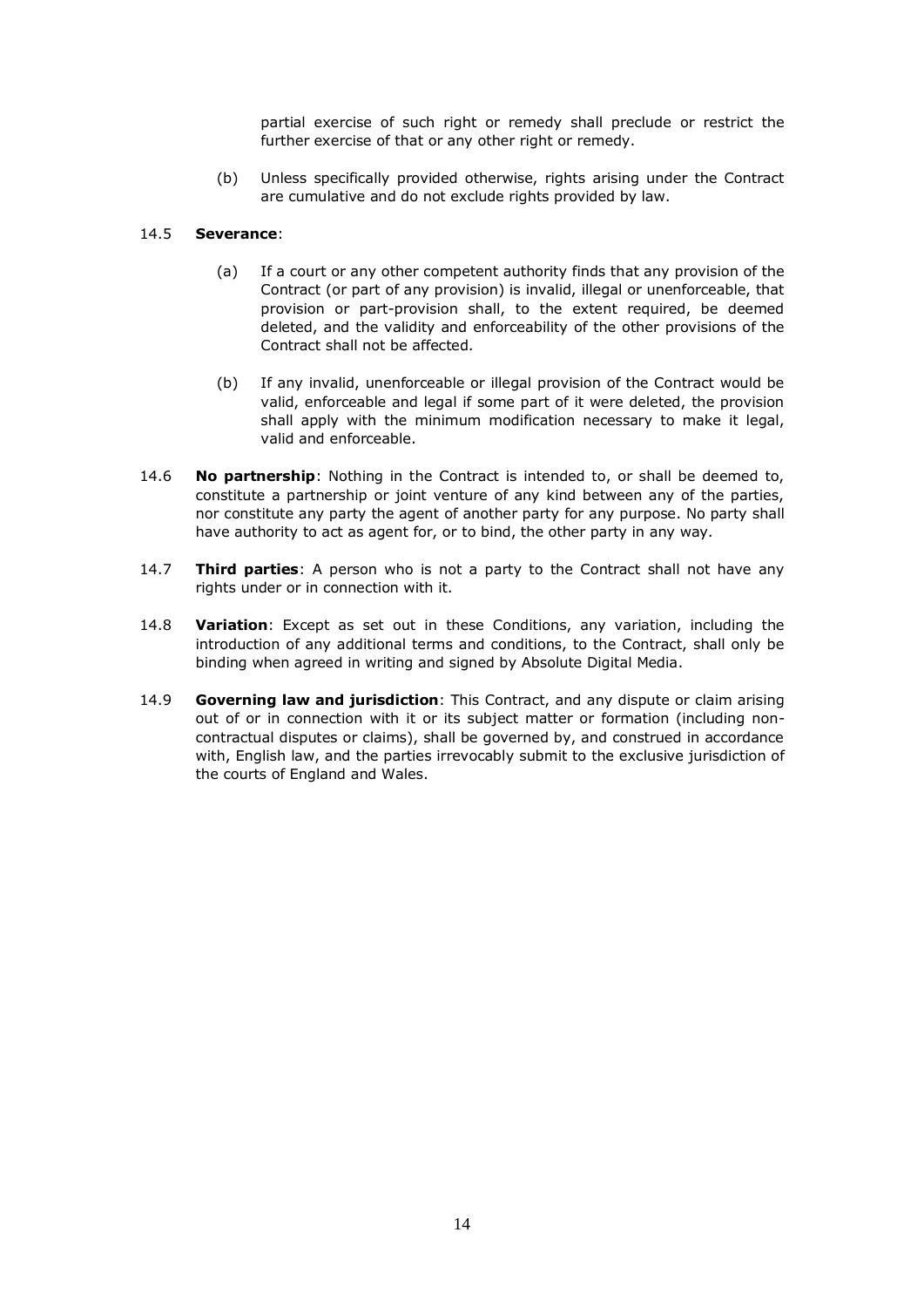partial exercise of such right or remedy shall preclude or restrict the further exercise of that or any other right or remedy.

(b) Unless specifically provided otherwise, rights arising under the Contract are cumulative and do not exclude rights provided by law.

14.5 **Severance**:

(a) If a court or any other competent authority finds that any provision of the Contract (or part of any provision) is invalid, illegal or unenforceable, that provision or part-provision shall, to the extent required, be deemed deleted, and the validity and enforceability of the other provisions of the Contract shall not be affected.

(b) If any invalid, unenforceable or illegal provision of the Contract would be valid, enforceable and legal if some part of it were deleted, the provision shall apply with the minimum modification necessary to make it legal, valid and enforceable.

14.6 **No partnership**: Nothing in the Contract is intended to, or shall be deemed to, constitute a partnership or joint venture of any kind between any of the parties, nor constitute any party the agent of another party for any purpose. No party shall have authority to act as agent for, or to bind, the other party in any way.

14.7 **Third parties**: A person who is not a party to the Contract shall not have any rights under or in connection with it.

14.8 **Variation**: Except as set out in these Conditions, any variation, including the introduction of any additional terms and conditions, to the Contract, shall only be binding when agreed in writing and signed by Absolute Digital Media.

14.9 **Governing law and jurisdiction**: This Contract, and any dispute or claim arising out of or in connection with it or its subject matter or formation (including non-contractual disputes or claims), shall be governed by, and construed in accordance with, English law, and the parties irrevocably submit to the exclusive jurisdiction of the courts of England and Wales.